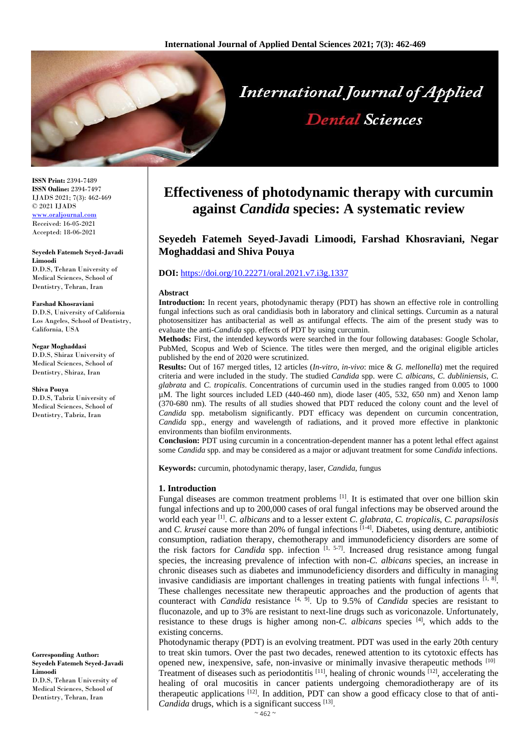# Effectiveness of photodynamic therapy with curcumin against *Candida* species: A systematic review

## Seyedeh Fatemeh Seyed-Javadi Limoodi, Farshad Khosraviani, Negar Moghaddasi and Shiva Pouya

**DOI:** https://doi.org/10.22271/oral.2021.v7.i3g.1337

ISSN Print: 2394-7489
ISSN Online: 2394-7497
IJADS 2021; 7(3): 462-469
© 2021 IJADS
www.oraljournal.com
Received: 16-05-2021
Accepted: 18-06-2021

**Seyedeh Fatemeh Seyed-Javadi Limoodi**
D.D.S, Tehran University of Medical Sciences, School of Dentistry, Tehran, Iran

**Farshad Khosraviani**
D.D.S, University of California Los Angeles, School of Dentistry, California, USA

**Negar Moghaddasi**
D.D.S, Shiraz University of Medical Sciences, School of Dentistry, Shiraz, Iran

**Shiva Pouya**
D.D.S, Tabriz University of Medical Sciences, School of Dentistry, Tabriz, Iran

**Corresponding Author:**
**Seyedeh Fatemeh Seyed-Javadi Limoodi**
D.D.S, Tehran University of Medical Sciences, School of Dentistry, Tehran, Iran

### Abstract

**Introduction:** In recent years, photodynamic therapy (PDT) has shown an effective role in controlling fungal infections such as oral candidiasis both in laboratory and clinical settings. Curcumin as a natural photosensitizer has antibacterial as well as antifungal effects. The aim of the present study was to evaluate the anti-*Candida* spp. effects of PDT by using curcumin.

**Methods:** First, the intended keywords were searched in the four following databases: Google Scholar, PubMed, Scopus and Web of Science. The titles were then merged, and the original eligible articles published by the end of 2020 were scrutinized.

**Results:** Out of 167 merged titles, 12 articles (*In-vitro, in-vivo*: mice & *G. mellonella*) met the required criteria and were included in the study. The studied *Candida* spp. were *C. albicans, C. dubliniensis, C. glabrata* and *C. tropicalis*. Concentrations of curcumin used in the studies ranged from 0.005 to 1000 µM. The light sources included LED (440-460 nm), diode laser (405, 532, 650 nm) and Xenon lamp (370-680 nm). The results of all studies showed that PDT reduced the colony count and the level of *Candida* spp. metabolism significantly. PDT efficacy was dependent on curcumin concentration, *Candida* spp., energy and wavelength of radiations, and it proved more effective in planktonic environments than biofilm environments.

**Conclusion:** PDT using curcumin in a concentration-dependent manner has a potent lethal effect against some *Candida* spp. and may be considered as a major or adjuvant treatment for some *Candida* infections.

**Keywords:** curcumin, photodynamic therapy, laser, *Candida*, fungus

### 1. Introduction

Fungal diseases are common treatment problems [1]. It is estimated that over one billion skin fungal infections and up to 200,000 cases of oral fungal infections may be observed around the world each year [1]. *C. albicans* and to a lesser extent *C. glabrata, C. tropicalis, C. parapsilosis* and *C. krusei* cause more than 20% of fungal infections [1-4]. Diabetes, using denture, antibiotic consumption, radiation therapy, chemotherapy and immunodeficiency disorders are some of the risk factors for *Candida* spp. infection [1, 5-7]. Increased drug resistance among fungal species, the increasing prevalence of infection with non-*C. albicans* species, an increase in chronic diseases such as diabetes and immunodeficiency disorders and difficulty in managing invasive candidiasis are important challenges in treating patients with fungal infections [1, 8]. These challenges necessitate new therapeutic approaches and the production of agents that counteract with *Candida* resistance [4, 9]. Up to 9.5% of *Candida* species are resistant to fluconazole, and up to 3% are resistant to next-line drugs such as voriconazole. Unfortunately, resistance to these drugs is higher among non-*C. albicans* species [4], which adds to the existing concerns.

Photodynamic therapy (PDT) is an evolving treatment. PDT was used in the early 20th century to treat skin tumors. Over the past two decades, renewed attention to its cytotoxic effects has opened new, inexpensive, safe, non-invasive or minimally invasive therapeutic methods [10]. Treatment of diseases such as periodontitis [11], healing of chronic wounds [12], accelerating the healing of oral mucositis in cancer patients undergoing chemoradiotherapy are of its therapeutic applications [12]. In addition, PDT can show a good efficacy close to that of anti-*Candida* drugs, which is a significant success [13].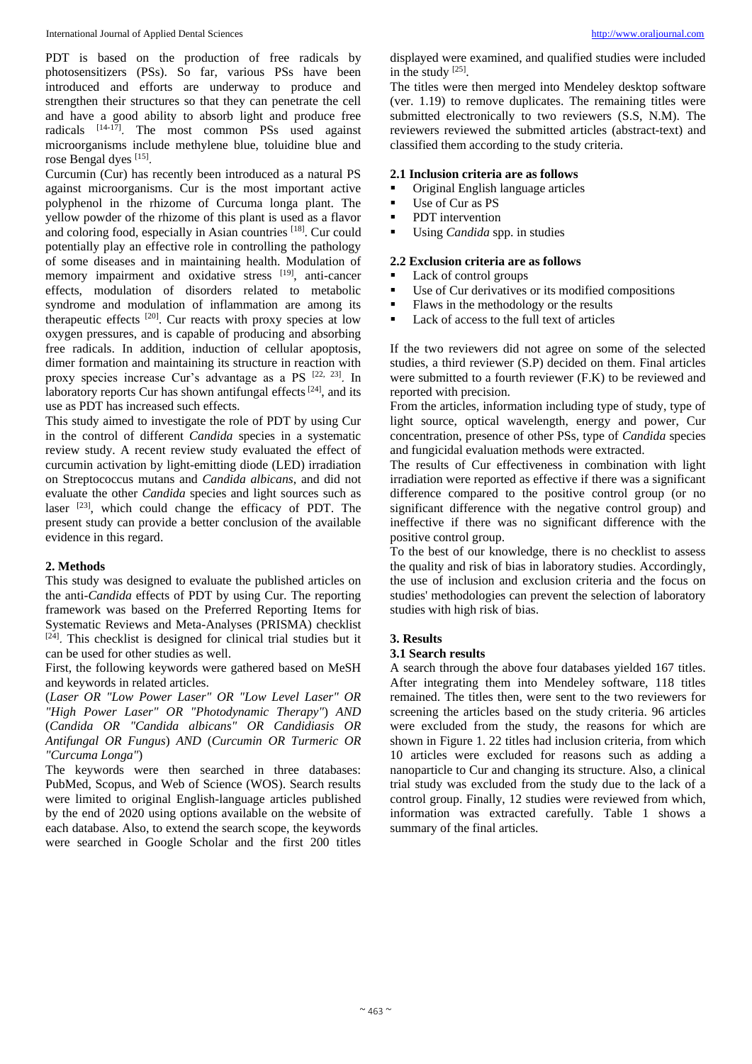PDT is based on the production of free radicals by photosensitizers (PSs). So far, various PSs have been introduced and efforts are underway to produce and strengthen their structures so that they can penetrate the cell and have a good ability to absorb light and produce free radicals [14-17]. The most common PSs used against microorganisms include methylene blue, toluidine blue and rose Bengal dyes [15].

Curcumin (Cur) has recently been introduced as a natural PS against microorganisms. Cur is the most important active polyphenol in the rhizome of Curcuma longa plant. The yellow powder of the rhizome of this plant is used as a flavor and coloring food, especially in Asian countries [18]. Cur could potentially play an effective role in controlling the pathology of some diseases and in maintaining health. Modulation of memory impairment and oxidative stress [19], anti-cancer effects, modulation of disorders related to metabolic syndrome and modulation of inflammation are among its therapeutic effects [20]. Cur reacts with proxy species at low oxygen pressures, and is capable of producing and absorbing free radicals. In addition, induction of cellular apoptosis, dimer formation and maintaining its structure in reaction with proxy species increase Cur's advantage as a PS [22, 23]. In laboratory reports Cur has shown antifungal effects [24], and its use as PDT has increased such effects.

This study aimed to investigate the role of PDT by using Cur in the control of different *Candida* species in a systematic review study. A recent review study evaluated the effect of curcumin activation by light-emitting diode (LED) irradiation on Streptococcus mutans and *Candida albicans*, and did not evaluate the other *Candida* species and light sources such as laser [23], which could change the efficacy of PDT. The present study can provide a better conclusion of the available evidence in this regard.

## 2. Methods

This study was designed to evaluate the published articles on the anti-*Candida* effects of PDT by using Cur. The reporting framework was based on the Preferred Reporting Items for Systematic Reviews and Meta-Analyses (PRISMA) checklist [24]. This checklist is designed for clinical trial studies but it can be used for other studies as well.

First, the following keywords were gathered based on MeSH and keywords in related articles.

(*Laser OR "Low Power Laser" OR "Low Level Laser" OR "High Power Laser" OR "Photodynamic Therapy"*) *AND* (*Candida OR "Candida albicans" OR Candidiasis OR Antifungal OR Fungus*) *AND* (*Curcumin OR Turmeric OR "Curcuma Longa"*)

The keywords were then searched in three databases: PubMed, Scopus, and Web of Science (WOS). Search results were limited to original English-language articles published by the end of 2020 using options available on the website of each database. Also, to extend the search scope, the keywords were searched in Google Scholar and the first 200 titles displayed were examined, and qualified studies were included in the study [25].

The titles were then merged into Mendeley desktop software (ver. 1.19) to remove duplicates. The remaining titles were submitted electronically to two reviewers (S.S, N.M). The reviewers reviewed the submitted articles (abstract-text) and classified them according to the study criteria.

### 2.1 Inclusion criteria are as follows

- Original English language articles
- Use of Cur as PS
- PDT intervention
- Using *Candida* spp. in studies

### 2.2 Exclusion criteria are as follows

- Lack of control groups
- Use of Cur derivatives or its modified compositions
- Flaws in the methodology or the results
- Lack of access to the full text of articles

If the two reviewers did not agree on some of the selected studies, a third reviewer (S.P) decided on them. Final articles were submitted to a fourth reviewer (F.K) to be reviewed and reported with precision.

From the articles, information including type of study, type of light source, optical wavelength, energy and power, Cur concentration, presence of other PSs, type of *Candida* species and fungicidal evaluation methods were extracted.

The results of Cur effectiveness in combination with light irradiation were reported as effective if there was a significant difference compared to the positive control group (or no significant difference with the negative control group) and ineffective if there was no significant difference with the positive control group.

To the best of our knowledge, there is no checklist to assess the quality and risk of bias in laboratory studies. Accordingly, the use of inclusion and exclusion criteria and the focus on studies' methodologies can prevent the selection of laboratory studies with high risk of bias.

## 3. Results

### 3.1 Search results

A search through the above four databases yielded 167 titles. After integrating them into Mendeley software, 118 titles remained. The titles then, were sent to the two reviewers for screening the articles based on the study criteria. 96 articles were excluded from the study, the reasons for which are shown in Figure 1. 22 titles had inclusion criteria, from which 10 articles were excluded for reasons such as adding a nanoparticle to Cur and changing its structure. Also, a clinical trial study was excluded from the study due to the lack of a control group. Finally, 12 studies were reviewed from which, information was extracted carefully. Table 1 shows a summary of the final articles.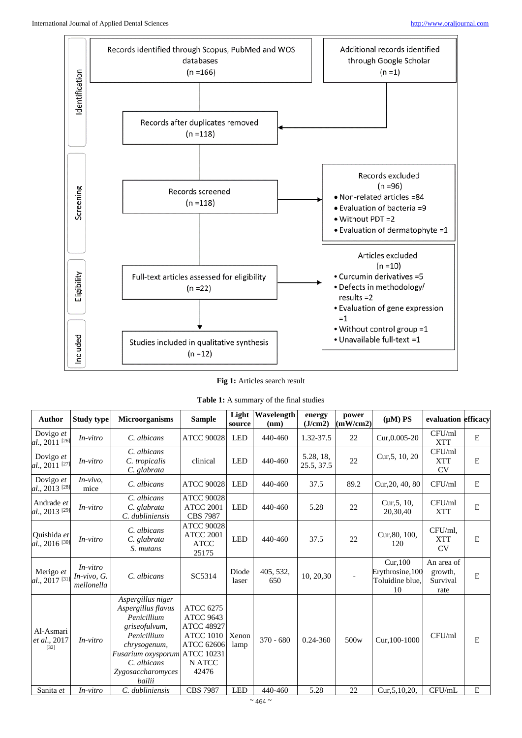Records identified through Scopus, PubMed and WOS databases (n =166)

Additional records identified through Google Scholar (n =1)

Records after duplicates removed (n =118)

Records screened (n =118)

Records excluded (n =96)
- Non-related articles =84
- Evaluation of bacteria =9
- Without PDT =2
- Evaluation of dermatophyte =1

Full-text articles assessed for eligibility (n =22)

Articles excluded (n =10)
- Curcumin derivatives =5
- Defects in methodology/ results =2
- Evaluation of gene expression =1
- Without control group =1
- Unavailable full-text =1

Studies included in qualitative synthesis (n =12)

Identification / Screening / Eligibility / Included

**Fig 1:** Articles search result

**Table 1:** A summary of the final studies

| Author | Study type | Microorganisms | Sample | Light source | Wavelength (nm) | energy (J/cm2) | power (mW/cm2) | (μM) PS | evaluation | efficacy |
|---|---|---|---|---|---|---|---|---|---|---|
| Dovigo *et al.*, 2011 [26] | *In-vitro* | *C. albicans* | ATCC 90028 | LED | 440-460 | 1.32-37.5 | 22 | Cur,0.005-20 | CFU/ml XTT | E |
| Dovigo *et al.*, 2011 [27] | *In-vitro* | *C. albicans* *C. tropicalis* *C. glabrata* | clinical | LED | 440-460 | 5.28, 18, 25.5, 37.5 | 22 | Cur,5, 10, 20 | CFU/ml XTT CV | E |
| Dovigo *et al.*, 2013 [28] | *In-vivo*, mice | *C. albicans* | ATCC 90028 | LED | 440-460 | 37.5 | 89.2 | Cur,20, 40, 80 | CFU/ml | E |
| Andrade *et al.*, 2013 [29] | *In-vitro* | *C. albicans* *C. glabrata* *C. dubliniensis* | ATCC 90028 ATCC 2001 CBS 7987 | LED | 440-460 | 5.28 | 22 | Cur,5, 10, 20,30,40 | CFU/ml XTT | E |
| Quishida *et al.*, 2016 [30] | *In-vitro* | *C. albicans* *C. glabrata* *S. mutans* | ATCC 90028 ATCC 2001 ATCC 25175 | LED | 440-460 | 37.5 | 22 | Cur,80, 100, 120 | CFU/ml, XTT CV | E |
| Merigo *et al.*, 2017 [31] | *In-vitro In-vivo, G. mellonella* | *C. albicans* | SC5314 | Diode laser | 405, 532, 650 | 10, 20,30 | - | Cur,100 Erythrosine,100 Toluidine blue, 10 | An area of growth, Survival rate | E |
| Al-Asmari *et al.*, 2017 [32] | *In-vitro* | *Aspergillus niger* *Aspergillus flavus* *Penicillium griseofulvum,* *Penicillium chrysogenum,* *Fusarium oxysporum* *C. albicans* *Zygosaccharomyces bailii* | ATCC 6275 ATCC 9643 ATCC 48927 ATCC 1010 ATCC 62606 ATCC 10231 N ATCC 42476 | Xenon lamp | 370 - 680 | 0.24-360 | 500w | Cur,100-1000 | CFU/ml | E |
| Sanita *et* | *In-vitro* | *C. dubliniensis* | CBS 7987 | LED | 440-460 | 5.28 | 22 | Cur,5,10,20, | CFU/mL | E |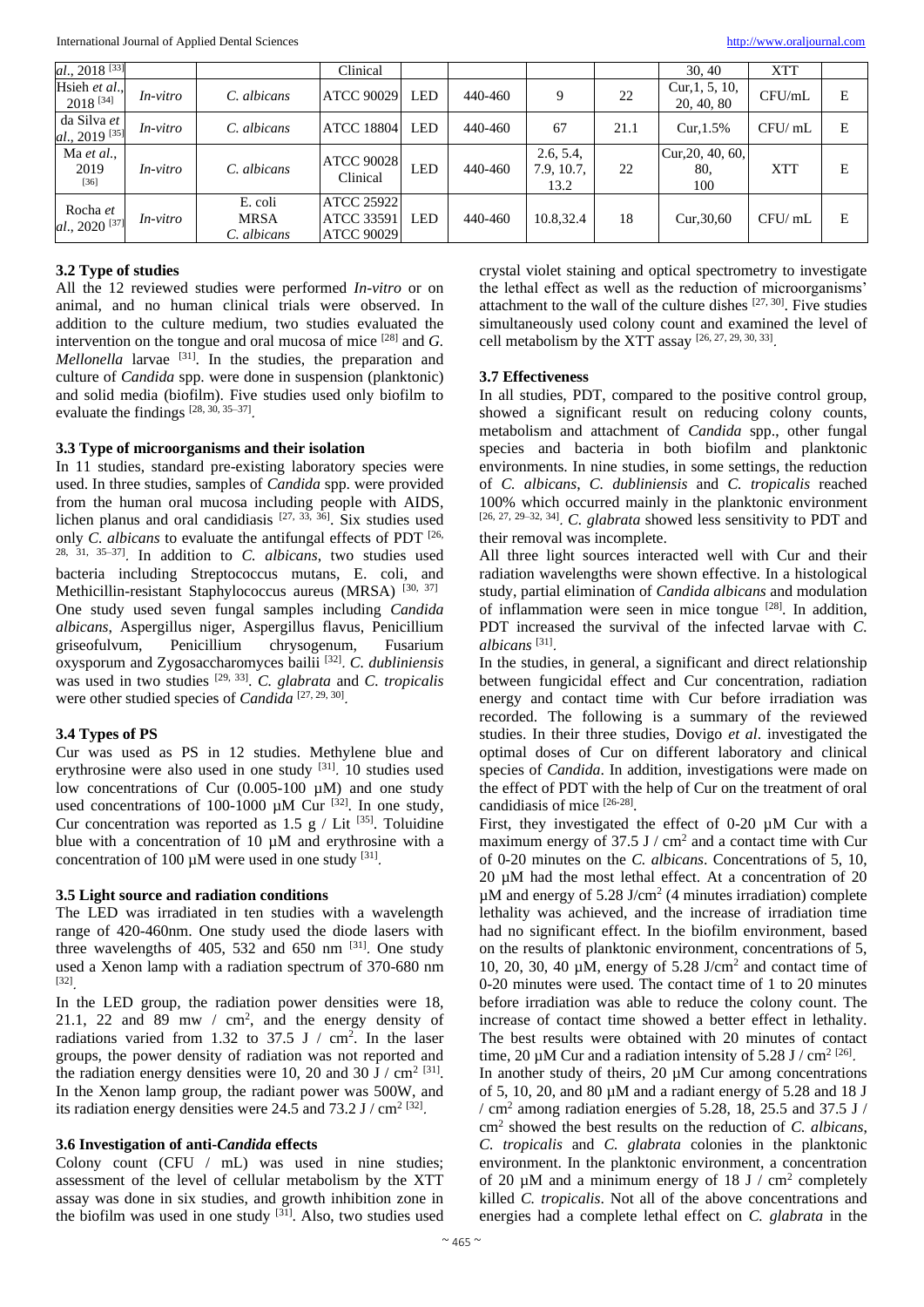| *al*., 2018 [33] | | | Clinical | | | | | 30, 40 | XTT | |
|---|---|---|---|---|---|---|---|---|---|---|
| Hsieh *et al*., 2018 [34] | *In-vitro* | *C. albicans* | ATCC 90029 | LED | 440-460 | 9 | 22 | Cur,1, 5, 10, 20, 40, 80 | CFU/mL | E |
| da Silva *et al*., 2019 [35] | *In-vitro* | *C. albicans* | ATCC 18804 | LED | 440-460 | 67 | 21.1 | Cur,1.5% | CFU/ mL | E |
| Ma *et al*., 2019 [36] | *In-vitro* | *C. albicans* | ATCC 90028 Clinical | LED | 440-460 | 2.6, 5.4, 7.9, 10.7, 13.2 | 22 | Cur,20, 40, 60, 80, 100 | XTT | E |
| Rocha *et al*., 2020 [37] | *In-vitro* | E. coli MRSA *C. albicans* | ATCC 25922 ATCC 33591 ATCC 90029 | LED | 440-460 | 10.8,32.4 | 18 | Cur,30,60 | CFU/ mL | E |

### 3.2 Type of studies

All the 12 reviewed studies were performed *In-vitro* or on animal, and no human clinical trials were observed. In addition to the culture medium, two studies evaluated the intervention on the tongue and oral mucosa of mice [28] and *G. Mellonella* larvae [31]. In the studies, the preparation and culture of *Candida* spp. were done in suspension (planktonic) and solid media (biofilm). Five studies used only biofilm to evaluate the findings [28, 30, 35–37].

### 3.3 Type of microorganisms and their isolation

In 11 studies, standard pre-existing laboratory species were used. In three studies, samples of *Candida* spp. were provided from the human oral mucosa including people with AIDS, lichen planus and oral candidiasis [27, 33, 36]. Six studies used only *C. albicans* to evaluate the antifungal effects of PDT [26, 28, 31, 35–37]. In addition to *C. albicans*, two studies used bacteria including Streptococcus mutans, E. coli, and Methicillin-resistant Staphylococcus aureus (MRSA) [30, 37]. One study used seven fungal samples including *Candida albicans*, Aspergillus niger, Aspergillus flavus, Penicillium griseofulvum, Penicillium chrysogenum, Fusarium oxysporum and Zygosaccharomyces bailii [32]. *C. dubliniensis* was used in two studies [29, 33]. *C. glabrata* and *C. tropicalis* were other studied species of *Candida* [27, 29, 30].

### 3.4 Types of PS

Cur was used as PS in 12 studies. Methylene blue and erythrosine were also used in one study [31]. 10 studies used low concentrations of Cur (0.005-100 µM) and one study used concentrations of 100-1000 µM Cur [32]. In one study, Cur concentration was reported as 1.5 g / Lit [35]. Toluidine blue with a concentration of 10 µM and erythrosine with a concentration of 100 µM were used in one study [31].

### 3.5 Light source and radiation conditions

The LED was irradiated in ten studies with a wavelength range of 420-460nm. One study used the diode lasers with three wavelengths of 405, 532 and 650 nm [31]. One study used a Xenon lamp with a radiation spectrum of 370-680 nm [32].

In the LED group, the radiation power densities were 18, 21.1, 22 and 89 mw / cm$^2$, and the energy density of radiations varied from 1.32 to 37.5 J / cm$^2$. In the laser groups, the power density of radiation was not reported and the radiation energy densities were 10, 20 and 30 J / cm$^2$ [31]. In the Xenon lamp group, the radiant power was 500W, and its radiation energy densities were 24.5 and 73.2 J / cm$^2$ [32].

### 3.6 Investigation of anti-*Candida* effects

Colony count (CFU / mL) was used in nine studies; assessment of the level of cellular metabolism by the XTT assay was done in six studies, and growth inhibition zone in the biofilm was used in one study [31]. Also, two studies used crystal violet staining and optical spectrometry to investigate the lethal effect as well as the reduction of microorganisms' attachment to the wall of the culture dishes [27, 30]. Five studies simultaneously used colony count and examined the level of cell metabolism by the XTT assay [26, 27, 29, 30, 33].

### 3.7 Effectiveness

In all studies, PDT, compared to the positive control group, showed a significant result on reducing colony counts, metabolism and attachment of *Candida* spp., other fungal species and bacteria in both biofilm and planktonic environments. In nine studies, in some settings, the reduction of *C. albicans*, *C. dubliniensis* and *C. tropicalis* reached 100% which occurred mainly in the planktonic environment [26, 27, 29–32, 34]. *C. glabrata* showed less sensitivity to PDT and their removal was incomplete.

All three light sources interacted well with Cur and their radiation wavelengths were shown effective. In a histological study, partial elimination of *Candida albicans* and modulation of inflammation were seen in mice tongue [28]. In addition, PDT increased the survival of the infected larvae with *C. albicans* [31].

In the studies, in general, a significant and direct relationship between fungicidal effect and Cur concentration, radiation energy and contact time with Cur before irradiation was recorded. The following is a summary of the reviewed studies. In their three studies, Dovigo *et al*. investigated the optimal doses of Cur on different laboratory and clinical species of *Candida*. In addition, investigations were made on the effect of PDT with the help of Cur on the treatment of oral candidiasis of mice [26-28].

First, they investigated the effect of 0-20 µM Cur with a maximum energy of 37.5 J / cm$^2$ and a contact time with Cur of 0-20 minutes on the *C. albicans*. Concentrations of 5, 10, 20 µM had the most lethal effect. At a concentration of 20 µM and energy of 5.28 J/cm$^2$ (4 minutes irradiation) complete lethality was achieved, and the increase of irradiation time had no significant effect. In the biofilm environment, based on the results of planktonic environment, concentrations of 5, 10, 20, 30, 40 µM, energy of 5.28 J/cm$^2$ and contact time of 0-20 minutes were used. The contact time of 1 to 20 minutes before irradiation was able to reduce the colony count. The increase of contact time showed a better effect in lethality. The best results were obtained with 20 minutes of contact time, 20 µM Cur and a radiation intensity of 5.28 J / cm$^2$ [26].

In another study of theirs, 20 µM Cur among concentrations of 5, 10, 20, and 80 µM and a radiant energy of 5.28 and 18 J / cm$^2$ among radiation energies of 5.28, 18, 25.5 and 37.5 J / cm$^2$ showed the best results on the reduction of *C. albicans*, *C. tropicalis* and *C. glabrata* colonies in the planktonic environment. In the planktonic environment, a concentration of 20 µM and a minimum energy of 18 J / cm$^2$ completely killed *C. tropicalis*. Not all of the above concentrations and energies had a complete lethal effect on *C. glabrata* in the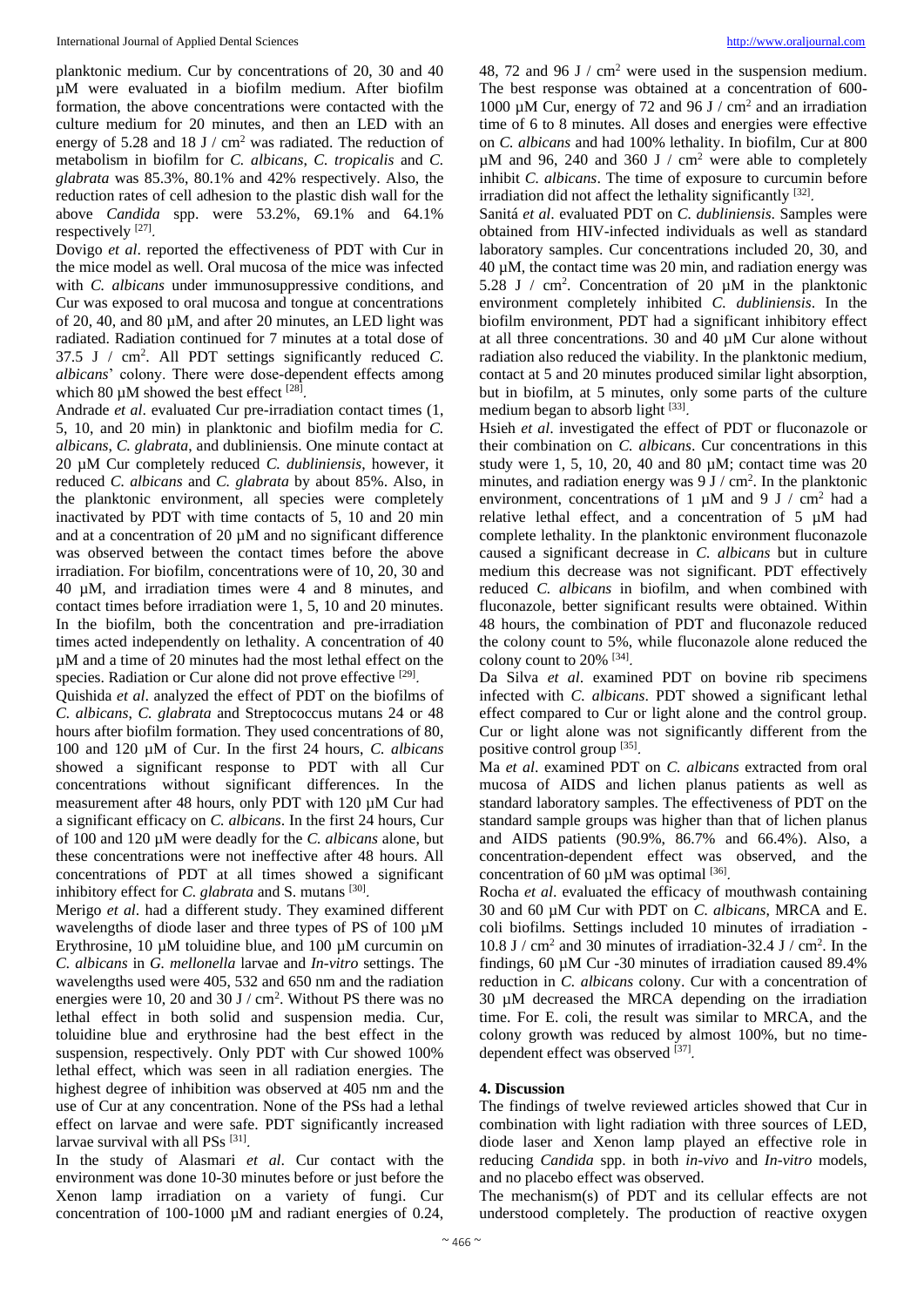planktonic medium. Cur by concentrations of 20, 30 and 40 µM were evaluated in a biofilm medium. After biofilm formation, the above concentrations were contacted with the culture medium for 20 minutes, and then an LED with an energy of 5.28 and 18 J / $cm^2$ was radiated. The reduction of metabolism in biofilm for *C. albicans*, *C. tropicalis* and *C. glabrata* was 85.3%, 80.1% and 42% respectively. Also, the reduction rates of cell adhesion to the plastic dish wall for the above *Candida* spp. were 53.2%, 69.1% and 64.1% respectively [27].

Dovigo *et al*. reported the effectiveness of PDT with Cur in the mice model as well. Oral mucosa of the mice was infected with *C. albicans* under immunosuppressive conditions, and Cur was exposed to oral mucosa and tongue at concentrations of 20, 40, and 80 µM, and after 20 minutes, an LED light was radiated. Radiation continued for 7 minutes at a total dose of 37.5 J / $cm^2$. All PDT settings significantly reduced *C. albicans*' colony. There were dose-dependent effects among which 80 µM showed the best effect [28].

Andrade *et al*. evaluated Cur pre-irradiation contact times (1, 5, 10, and 20 min) in planktonic and biofilm media for *C. albicans*, *C. glabrata*, and dubliniensis. One minute contact at 20 µM Cur completely reduced *C. dubliniensis*, however, it reduced *C. albicans* and *C. glabrata* by about 85%. Also, in the planktonic environment, all species were completely inactivated by PDT with time contacts of 5, 10 and 20 min and at a concentration of 20 µM and no significant difference was observed between the contact times before the above irradiation. For biofilm, concentrations were of 10, 20, 30 and 40 µM, and irradiation times were 4 and 8 minutes, and contact times before irradiation were 1, 5, 10 and 20 minutes. In the biofilm, both the concentration and pre-irradiation times acted independently on lethality. A concentration of 40 µM and a time of 20 minutes had the most lethal effect on the species. Radiation or Cur alone did not prove effective [29].

Quishida *et al*. analyzed the effect of PDT on the biofilms of *C. albicans*, *C. glabrata* and Streptococcus mutans 24 or 48 hours after biofilm formation. They used concentrations of 80, 100 and 120 µM of Cur. In the first 24 hours, *C. albicans* showed a significant response to PDT with all Cur concentrations without significant differences. In the measurement after 48 hours, only PDT with 120 µM Cur had a significant efficacy on *C. albicans*. In the first 24 hours, Cur of 100 and 120 µM were deadly for the *C. albicans* alone, but these concentrations were not ineffective after 48 hours. All concentrations of PDT at all times showed a significant inhibitory effect for *C. glabrata* and S. mutans [30].

Merigo *et al*. had a different study. They examined different wavelengths of diode laser and three types of PS of 100 µM Erythrosine, 10 µM toluidine blue, and 100 µM curcumin on *C. albicans* in *G. mellonella* larvae and *In-vitro* settings. The wavelengths used were 405, 532 and 650 nm and the radiation energies were 10, 20 and 30 J / $cm^2$. Without PS there was no lethal effect in both solid and suspension media. Cur, toluidine blue and erythrosine had the best effect in the suspension, respectively. Only PDT with Cur showed 100% lethal effect, which was seen in all radiation energies. The highest degree of inhibition was observed at 405 nm and the use of Cur at any concentration. None of the PSs had a lethal effect on larvae and were safe. PDT significantly increased larvae survival with all PSs [31].

In the study of Alasmari *et al*. Cur contact with the environment was done 10-30 minutes before or just before the Xenon lamp irradiation on a variety of fungi. Cur concentration of 100-1000 µM and radiant energies of 0.24, 48, 72 and 96 J / $cm^2$ were used in the suspension medium. The best response was obtained at a concentration of 600-1000 µM Cur, energy of 72 and 96 J / $cm^2$ and an irradiation time of 6 to 8 minutes. All doses and energies were effective on *C. albicans* and had 100% lethality. In biofilm, Cur at 800 µM and 96, 240 and 360 J / $cm^2$ were able to completely inhibit *C. albicans*. The time of exposure to curcumin before irradiation did not affect the lethality significantly [32].

Sanitá *et al*. evaluated PDT on *C. dubliniensis*. Samples were obtained from HIV-infected individuals as well as standard laboratory samples. Cur concentrations included 20, 30, and 40 µM, the contact time was 20 min, and radiation energy was 5.28 J / $cm^2$. Concentration of 20 µM in the planktonic environment completely inhibited *C. dubliniensis*. In the biofilm environment, PDT had a significant inhibitory effect at all three concentrations. 30 and 40 µM Cur alone without radiation also reduced the viability. In the planktonic medium, contact at 5 and 20 minutes produced similar light absorption, but in biofilm, at 5 minutes, only some parts of the culture medium began to absorb light [33].

Hsieh *et al*. investigated the effect of PDT or fluconazole or their combination on *C. albicans*. Cur concentrations in this study were 1, 5, 10, 20, 40 and 80 µM; contact time was 20 minutes, and radiation energy was 9 J / $cm^2$. In the planktonic environment, concentrations of 1 µM and 9 J / $cm^2$ had a relative lethal effect, and a concentration of 5 µM had complete lethality. In the planktonic environment fluconazole caused a significant decrease in *C. albicans* but in culture medium this decrease was not significant. PDT effectively reduced *C. albicans* in biofilm, and when combined with fluconazole, better significant results were obtained. Within 48 hours, the combination of PDT and fluconazole reduced the colony count to 5%, while fluconazole alone reduced the colony count to 20% [34].

Da Silva *et al*. examined PDT on bovine rib specimens infected with *C. albicans*. PDT showed a significant lethal effect compared to Cur or light alone and the control group. Cur or light alone was not significantly different from the positive control group [35].

Ma *et al*. examined PDT on *C. albicans* extracted from oral mucosa of AIDS and lichen planus patients as well as standard laboratory samples. The effectiveness of PDT on the standard sample groups was higher than that of lichen planus and AIDS patients (90.9%, 86.7% and 66.4%). Also, a concentration-dependent effect was observed, and the concentration of 60 µM was optimal [36].

Rocha *et al*. evaluated the efficacy of mouthwash containing 30 and 60 µM Cur with PDT on *C. albicans*, MRCA and E. coli biofilms. Settings included 10 minutes of irradiation - 10.8 J / $cm^2$ and 30 minutes of irradiation-32.4 J / $cm^2$. In the findings, 60 µM Cur -30 minutes of irradiation caused 89.4% reduction in *C. albicans* colony. Cur with a concentration of 30 µM decreased the MRCA depending on the irradiation time. For E. coli, the result was similar to MRCA, and the colony growth was reduced by almost 100%, but no time-dependent effect was observed [37].

## 4. Discussion

The findings of twelve reviewed articles showed that Cur in combination with light radiation with three sources of LED, diode laser and Xenon lamp played an effective role in reducing *Candida* spp. in both *in-vivo* and *In-vitro* models, and no placebo effect was observed.

The mechanism(s) of PDT and its cellular effects are not understood completely. The production of reactive oxygen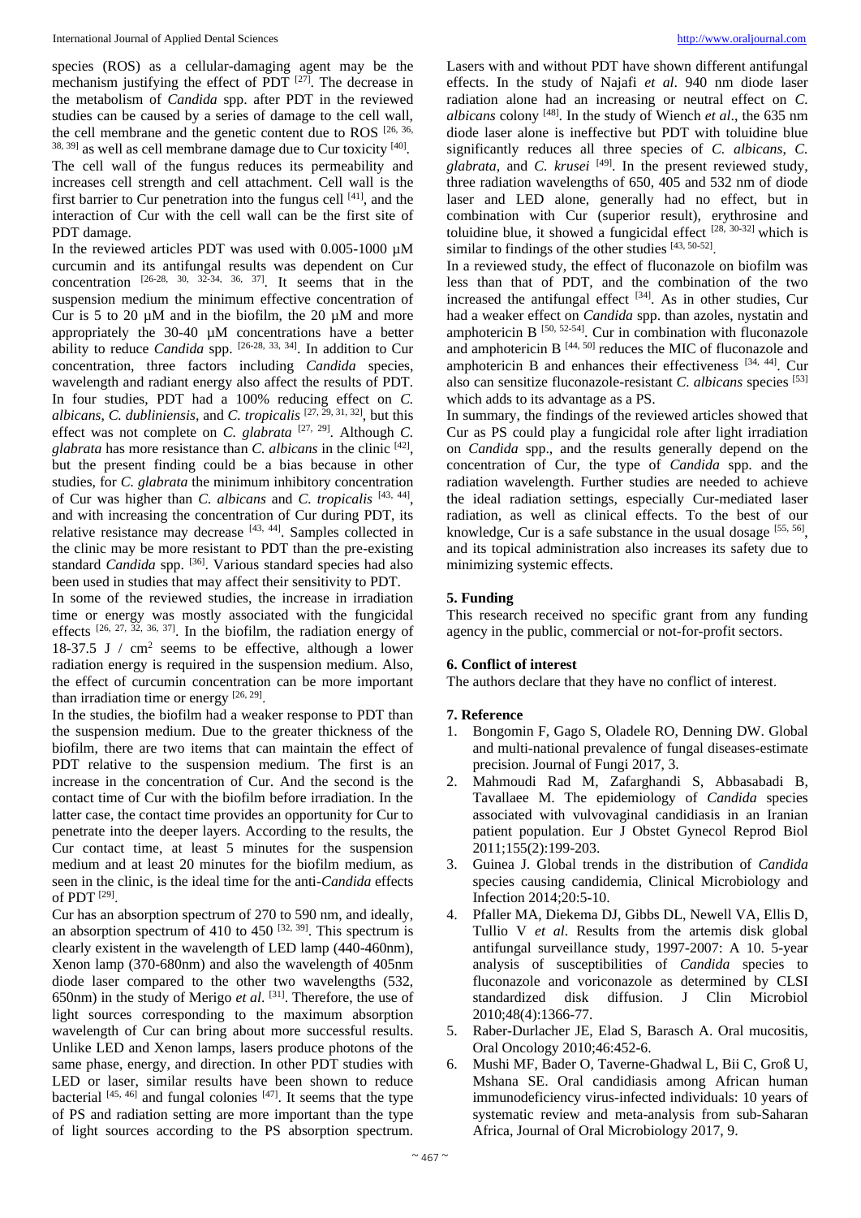species (ROS) as a cellular-damaging agent may be the mechanism justifying the effect of PDT [27]. The decrease in the metabolism of *Candida* spp. after PDT in the reviewed studies can be caused by a series of damage to the cell wall, the cell membrane and the genetic content due to ROS [26, 36, 38, 39] as well as cell membrane damage due to Cur toxicity [40]. The cell wall of the fungus reduces its permeability and increases cell strength and cell attachment. Cell wall is the first barrier to Cur penetration into the fungus cell [41], and the interaction of Cur with the cell wall can be the first site of PDT damage.

In the reviewed articles PDT was used with 0.005-1000 µM curcumin and its antifungal results was dependent on Cur concentration [26-28, 30, 32-34, 36, 37]. It seems that in the suspension medium the minimum effective concentration of Cur is 5 to 20 µM and in the biofilm, the 20 µM and more appropriately the 30-40 µM concentrations have a better ability to reduce *Candida* spp. [26-28, 33, 34]. In addition to Cur concentration, three factors including *Candida* species, wavelength and radiant energy also affect the results of PDT. In four studies, PDT had a 100% reducing effect on *C. albicans*, *C. dubliniensis*, and *C. tropicalis* [27, 29, 31, 32], but this effect was not complete on *C. glabrata* [27, 29]. Although *C. glabrata* has more resistance than *C. albicans* in the clinic [42], but the present finding could be a bias because in other studies, for *C. glabrata* the minimum inhibitory concentration of Cur was higher than *C. albicans* and *C. tropicalis* [43, 44], and with increasing the concentration of Cur during PDT, its relative resistance may decrease [43, 44]. Samples collected in the clinic may be more resistant to PDT than the pre-existing standard *Candida* spp. [36]. Various standard species had also been used in studies that may affect their sensitivity to PDT.

In some of the reviewed studies, the increase in irradiation time or energy was mostly associated with the fungicidal effects [26, 27, 32, 36, 37]. In the biofilm, the radiation energy of 18-37.5 J / cm$^2$ seems to be effective, although a lower radiation energy is required in the suspension medium. Also, the effect of curcumin concentration can be more important than irradiation time or energy [26, 29].

In the studies, the biofilm had a weaker response to PDT than the suspension medium. Due to the greater thickness of the biofilm, there are two items that can maintain the effect of PDT relative to the suspension medium. The first is an increase in the concentration of Cur. And the second is the contact time of Cur with the biofilm before irradiation. In the latter case, the contact time provides an opportunity for Cur to penetrate into the deeper layers. According to the results, the Cur contact time, at least 5 minutes for the suspension medium and at least 20 minutes for the biofilm medium, as seen in the clinic, is the ideal time for the anti-*Candida* effects of PDT [29].

Cur has an absorption spectrum of 270 to 590 nm, and ideally, an absorption spectrum of 410 to 450 [32, 39]. This spectrum is clearly existent in the wavelength of LED lamp (440-460nm), Xenon lamp (370-680nm) and also the wavelength of 405nm diode laser compared to the other two wavelengths (532, 650nm) in the study of Merigo *et al*. [31]. Therefore, the use of light sources corresponding to the maximum absorption wavelength of Cur can bring about more successful results. Unlike LED and Xenon lamps, lasers produce photons of the same phase, energy, and direction. In other PDT studies with LED or laser, similar results have been shown to reduce bacterial [45, 46] and fungal colonies [47]. It seems that the type of PS and radiation setting are more important than the type of light sources according to the PS absorption spectrum.

Lasers with and without PDT have shown different antifungal effects. In the study of Najafi *et al*. 940 nm diode laser radiation alone had an increasing or neutral effect on *C. albicans* colony [48]. In the study of Wiench *et al*., the 635 nm diode laser alone is ineffective but PDT with toluidine blue significantly reduces all three species of *C. albicans*, *C. glabrata*, and *C. krusei* [49]. In the present reviewed study, three radiation wavelengths of 650, 405 and 532 nm of diode laser and LED alone, generally had no effect, but in combination with Cur (superior result), erythrosine and toluidine blue, it showed a fungicidal effect [28, 30-32] which is similar to findings of the other studies [43, 50-52].

In a reviewed study, the effect of fluconazole on biofilm was less than that of PDT, and the combination of the two increased the antifungal effect [34]. As in other studies, Cur had a weaker effect on *Candida* spp. than azoles, nystatin and amphotericin B [50, 52-54]. Cur in combination with fluconazole and amphotericin B [44, 50] reduces the MIC of fluconazole and amphotericin B and enhances their effectiveness [34, 44]. Cur also can sensitize fluconazole-resistant *C. albicans* species [53] which adds to its advantage as a PS.

In summary, the findings of the reviewed articles showed that Cur as PS could play a fungicidal role after light irradiation on *Candida* spp., and the results generally depend on the concentration of Cur, the type of *Candida* spp. and the radiation wavelength. Further studies are needed to achieve the ideal radiation settings, especially Cur-mediated laser radiation, as well as clinical effects. To the best of our knowledge, Cur is a safe substance in the usual dosage [55, 56], and its topical administration also increases its safety due to minimizing systemic effects.

## 5. Funding

This research received no specific grant from any funding agency in the public, commercial or not-for-profit sectors.

## 6. Conflict of interest

The authors declare that they have no conflict of interest.

## 7. Reference

1. Bongomin F, Gago S, Oladele RO, Denning DW. Global and multi-national prevalence of fungal diseases-estimate precision. Journal of Fungi 2017, 3.
2. Mahmoudi Rad M, Zafarghandi S, Abbasabadi B, Tavallaee M. The epidemiology of *Candida* species associated with vulvovaginal candidiasis in an Iranian patient population. Eur J Obstet Gynecol Reprod Biol 2011;155(2):199-203.
3. Guinea J. Global trends in the distribution of *Candida* species causing candidemia, Clinical Microbiology and Infection 2014;20:5-10.
4. Pfaller MA, Diekema DJ, Gibbs DL, Newell VA, Ellis D, Tullio V *et al*. Results from the artemis disk global antifungal surveillance study, 1997-2007: A 10. 5-year analysis of susceptibilities of *Candida* species to fluconazole and voriconazole as determined by CLSI standardized disk diffusion. J Clin Microbiol 2010;48(4):1366-77.
5. Raber-Durlacher JE, Elad S, Barasch A. Oral mucositis, Oral Oncology 2010;46:452-6.
6. Mushi MF, Bader O, Taverne-Ghadwal L, Bii C, Groß U, Mshana SE. Oral candidiasis among African human immunodeficiency virus-infected individuals: 10 years of systematic review and meta-analysis from sub-Saharan Africa, Journal of Oral Microbiology 2017, 9.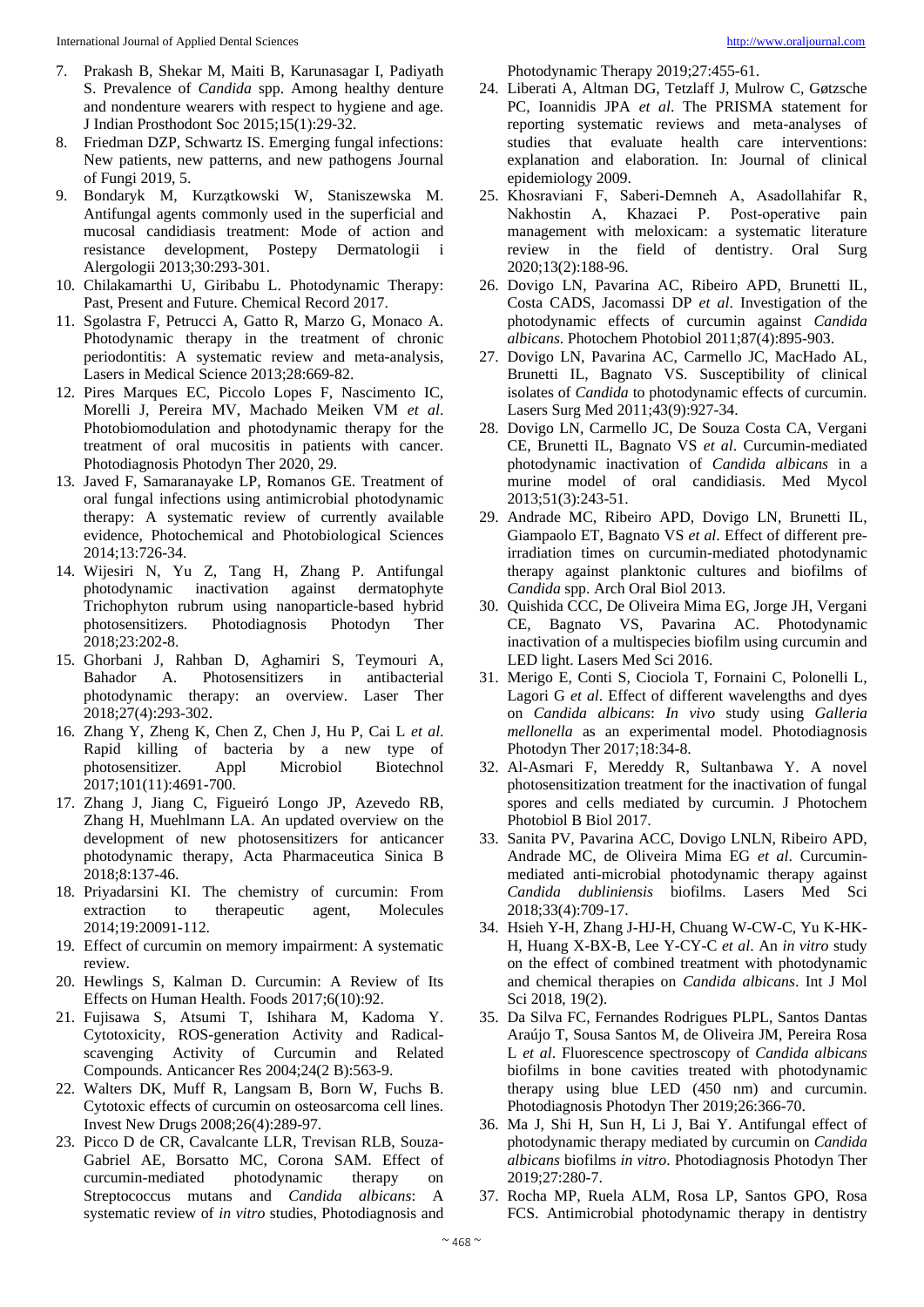7. Prakash B, Shekar M, Maiti B, Karunasagar I, Padiyath S. Prevalence of *Candida* spp. Among healthy denture and nondenture wearers with respect to hygiene and age. J Indian Prosthodont Soc 2015;15(1):29-32.
8. Friedman DZP, Schwartz IS. Emerging fungal infections: New patients, new patterns, and new pathogens Journal of Fungi 2019, 5.
9. Bondaryk M, Kurzątkowski W, Staniszewska M. Antifungal agents commonly used in the superficial and mucosal candidiasis treatment: Mode of action and resistance development, Postepy Dermatologii i Alergologii 2013;30:293-301.
10. Chilakamarthi U, Giribabu L. Photodynamic Therapy: Past, Present and Future. Chemical Record 2017.
11. Sgolastra F, Petrucci A, Gatto R, Marzo G, Monaco A. Photodynamic therapy in the treatment of chronic periodontitis: A systematic review and meta-analysis, Lasers in Medical Science 2013;28:669-82.
12. Pires Marques EC, Piccolo Lopes F, Nascimento IC, Morelli J, Pereira MV, Machado Meiken VM *et al*. Photobiomodulation and photodynamic therapy for the treatment of oral mucositis in patients with cancer. Photodiagnosis Photodyn Ther 2020, 29.
13. Javed F, Samaranayake LP, Romanos GE. Treatment of oral fungal infections using antimicrobial photodynamic therapy: A systematic review of currently available evidence, Photochemical and Photobiological Sciences 2014;13:726-34.
14. Wijesiri N, Yu Z, Tang H, Zhang P. Antifungal photodynamic inactivation against dermatophyte Trichophyton rubrum using nanoparticle-based hybrid photosensitizers. Photodiagnosis Photodyn Ther 2018;23:202-8.
15. Ghorbani J, Rahban D, Aghamiri S, Teymouri A, Bahador A. Photosensitizers in antibacterial photodynamic therapy: an overview. Laser Ther 2018;27(4):293-302.
16. Zhang Y, Zheng K, Chen Z, Chen J, Hu P, Cai L *et al*. Rapid killing of bacteria by a new type of photosensitizer. Appl Microbiol Biotechnol 2017;101(11):4691-700.
17. Zhang J, Jiang C, Figueiró Longo JP, Azevedo RB, Zhang H, Muehlmann LA. An updated overview on the development of new photosensitizers for anticancer photodynamic therapy, Acta Pharmaceutica Sinica B 2018;8:137-46.
18. Priyadarsini KI. The chemistry of curcumin: From extraction to therapeutic agent, Molecules 2014;19:20091-112.
19. Effect of curcumin on memory impairment: A systematic review.
20. Hewlings S, Kalman D. Curcumin: A Review of Its Effects on Human Health. Foods 2017;6(10):92.
21. Fujisawa S, Atsumi T, Ishihara M, Kadoma Y. Cytotoxicity, ROS-generation Activity and Radical-scavenging Activity of Curcumin and Related Compounds. Anticancer Res 2004;24(2 B):563-9.
22. Walters DK, Muff R, Langsam B, Born W, Fuchs B. Cytotoxic effects of curcumin on osteosarcoma cell lines. Invest New Drugs 2008;26(4):289-97.
23. Picco D de CR, Cavalcante LLR, Trevisan RLB, Souza-Gabriel AE, Borsatto MC, Corona SAM. Effect of curcumin-mediated photodynamic therapy on Streptococcus mutans and *Candida albicans*: A systematic review of *in vitro* studies, Photodiagnosis and Photodynamic Therapy 2019;27:455-61.
24. Liberati A, Altman DG, Tetzlaff J, Mulrow C, Gøtzsche PC, Ioannidis JPA *et al*. The PRISMA statement for reporting systematic reviews and meta-analyses of studies that evaluate health care interventions: explanation and elaboration. In: Journal of clinical epidemiology 2009.
25. Khosraviani F, Saberi-Demneh A, Asadollahifar R, Nakhostin A, Khazaei P. Post-operative pain management with meloxicam: a systematic literature review in the field of dentistry. Oral Surg 2020;13(2):188-96.
26. Dovigo LN, Pavarina AC, Ribeiro APD, Brunetti IL, Costa CADS, Jacomassi DP *et al*. Investigation of the photodynamic effects of curcumin against *Candida albicans*. Photochem Photobiol 2011;87(4):895-903.
27. Dovigo LN, Pavarina AC, Carmello JC, MacHado AL, Brunetti IL, Bagnato VS. Susceptibility of clinical isolates of *Candida* to photodynamic effects of curcumin. Lasers Surg Med 2011;43(9):927-34.
28. Dovigo LN, Carmello JC, De Souza Costa CA, Vergani CE, Brunetti IL, Bagnato VS *et al*. Curcumin-mediated photodynamic inactivation of *Candida albicans* in a murine model of oral candidiasis. Med Mycol 2013;51(3):243-51.
29. Andrade MC, Ribeiro APD, Dovigo LN, Brunetti IL, Giampaolo ET, Bagnato VS *et al*. Effect of different pre-irradiation times on curcumin-mediated photodynamic therapy against planktonic cultures and biofilms of *Candida* spp. Arch Oral Biol 2013.
30. Quishida CCC, De Oliveira Mima EG, Jorge JH, Vergani CE, Bagnato VS, Pavarina AC. Photodynamic inactivation of a multispecies biofilm using curcumin and LED light. Lasers Med Sci 2016.
31. Merigo E, Conti S, Ciociola T, Fornaini C, Polonelli L, Lagori G *et al*. Effect of different wavelengths and dyes on *Candida albicans*: *In vivo* study using *Galleria mellonella* as an experimental model. Photodiagnosis Photodyn Ther 2017;18:34-8.
32. Al-Asmari F, Mereddy R, Sultanbawa Y. A novel photosensitization treatment for the inactivation of fungal spores and cells mediated by curcumin. J Photochem Photobiol B Biol 2017.
33. Sanita PV, Pavarina ACC, Dovigo LNLN, Ribeiro APD, Andrade MC, de Oliveira Mima EG *et al*. Curcumin-mediated anti-microbial photodynamic therapy against *Candida dubliniensis* biofilms. Lasers Med Sci 2018;33(4):709-17.
34. Hsieh Y-H, Zhang J-HJ-H, Chuang W-CW-C, Yu K-HK-H, Huang X-BX-B, Lee Y-CY-C *et al*. An *in vitro* study on the effect of combined treatment with photodynamic and chemical therapies on *Candida albicans*. Int J Mol Sci 2018, 19(2).
35. Da Silva FC, Fernandes Rodrigues PLPL, Santos Dantas Araújo T, Sousa Santos M, de Oliveira JM, Pereira Rosa L *et al*. Fluorescence spectroscopy of *Candida albicans* biofilms in bone cavities treated with photodynamic therapy using blue LED (450 nm) and curcumin. Photodiagnosis Photodyn Ther 2019;26:366-70.
36. Ma J, Shi H, Sun H, Li J, Bai Y. Antifungal effect of photodynamic therapy mediated by curcumin on *Candida albicans* biofilms *in vitro*. Photodiagnosis Photodyn Ther 2019;27:280-7.
37. Rocha MP, Ruela ALM, Rosa LP, Santos GPO, Rosa FCS. Antimicrobial photodynamic therapy in dentistry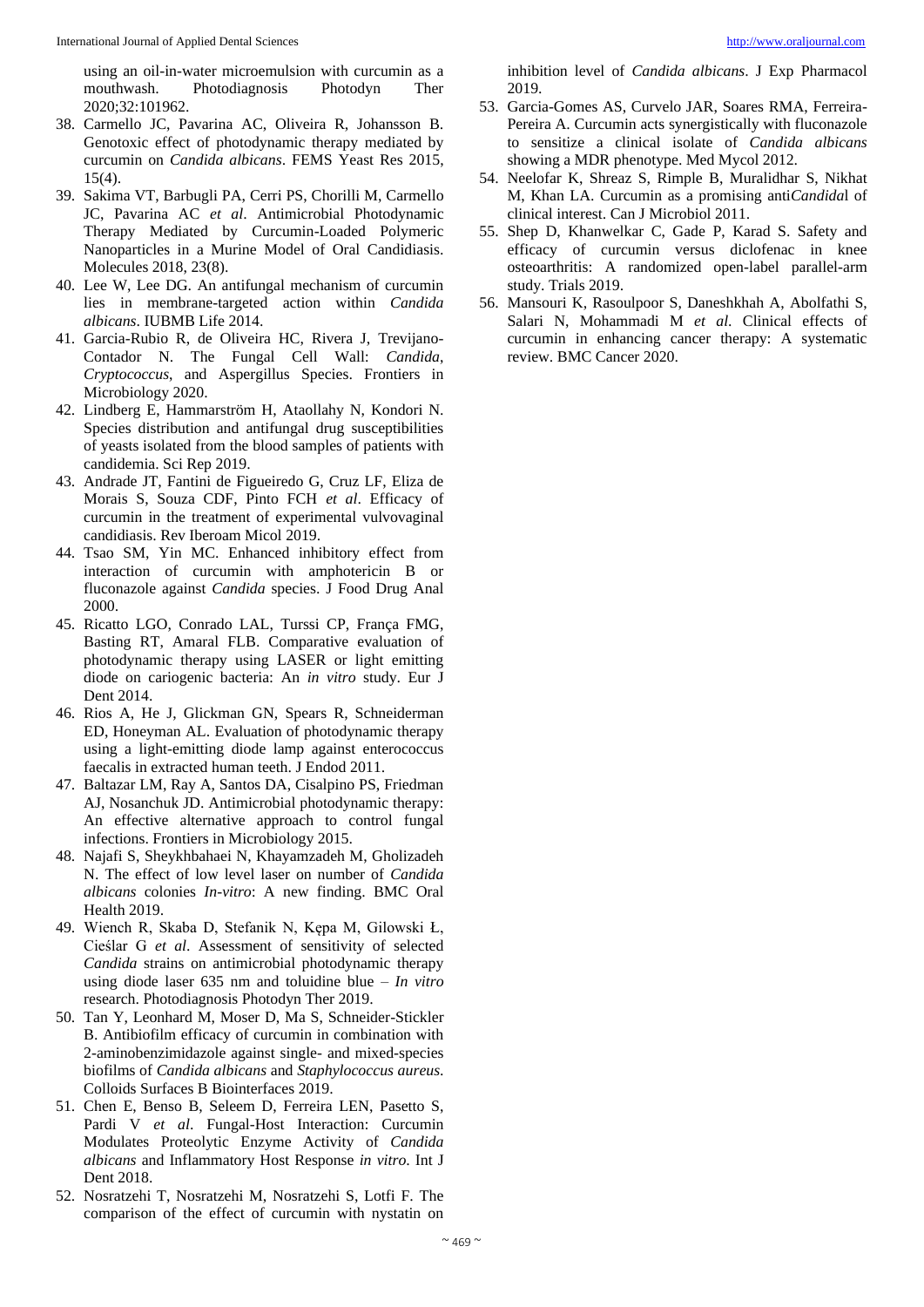using an oil-in-water microemulsion with curcumin as a mouthwash. Photodiagnosis Photodyn Ther 2020;32:101962.

38. Carmello JC, Pavarina AC, Oliveira R, Johansson B. Genotoxic effect of photodynamic therapy mediated by curcumin on *Candida albicans*. FEMS Yeast Res 2015, 15(4).
39. Sakima VT, Barbugli PA, Cerri PS, Chorilli M, Carmello JC, Pavarina AC *et al*. Antimicrobial Photodynamic Therapy Mediated by Curcumin-Loaded Polymeric Nanoparticles in a Murine Model of Oral Candidiasis. Molecules 2018, 23(8).
40. Lee W, Lee DG. An antifungal mechanism of curcumin lies in membrane-targeted action within *Candida albicans*. IUBMB Life 2014.
41. Garcia-Rubio R, de Oliveira HC, Rivera J, Trevijano-Contador N. The Fungal Cell Wall: *Candida*, *Cryptococcus*, and Aspergillus Species. Frontiers in Microbiology 2020.
42. Lindberg E, Hammarström H, Ataollahy N, Kondori N. Species distribution and antifungal drug susceptibilities of yeasts isolated from the blood samples of patients with candidemia. Sci Rep 2019.
43. Andrade JT, Fantini de Figueiredo G, Cruz LF, Eliza de Morais S, Souza CDF, Pinto FCH *et al*. Efficacy of curcumin in the treatment of experimental vulvovaginal candidiasis. Rev Iberoam Micol 2019.
44. Tsao SM, Yin MC. Enhanced inhibitory effect from interaction of curcumin with amphotericin B or fluconazole against *Candida* species. J Food Drug Anal 2000.
45. Ricatto LGO, Conrado LAL, Turssi CP, França FMG, Basting RT, Amaral FLB. Comparative evaluation of photodynamic therapy using LASER or light emitting diode on cariogenic bacteria: An *in vitro* study. Eur J Dent 2014.
46. Rios A, He J, Glickman GN, Spears R, Schneiderman ED, Honeyman AL. Evaluation of photodynamic therapy using a light-emitting diode lamp against enterococcus faecalis in extracted human teeth. J Endod 2011.
47. Baltazar LM, Ray A, Santos DA, Cisalpino PS, Friedman AJ, Nosanchuk JD. Antimicrobial photodynamic therapy: An effective alternative approach to control fungal infections. Frontiers in Microbiology 2015.
48. Najafi S, Sheykhbahaei N, Khayamzadeh M, Gholizadeh N. The effect of low level laser on number of *Candida albicans* colonies *In-vitro*: A new finding. BMC Oral Health 2019.
49. Wiench R, Skaba D, Stefanik N, Kępa M, Gilowski Ł, Cieślar G *et al*. Assessment of sensitivity of selected *Candida* strains on antimicrobial photodynamic therapy using diode laser 635 nm and toluidine blue – *In vitro* research. Photodiagnosis Photodyn Ther 2019.
50. Tan Y, Leonhard M, Moser D, Ma S, Schneider-Stickler B. Antibiofilm efficacy of curcumin in combination with 2-aminobenzimidazole against single- and mixed-species biofilms of *Candida albicans* and *Staphylococcus aureus*. Colloids Surfaces B Biointerfaces 2019.
51. Chen E, Benso B, Seleem D, Ferreira LEN, Pasetto S, Pardi V *et al*. Fungal-Host Interaction: Curcumin Modulates Proteolytic Enzyme Activity of *Candida albicans* and Inflammatory Host Response *in vitro*. Int J Dent 2018.
52. Nosratzehi T, Nosratzehi M, Nosratzehi S, Lotfi F. The comparison of the effect of curcumin with nystatin on inhibition level of *Candida albicans*. J Exp Pharmacol 2019.
53. Garcia-Gomes AS, Curvelo JAR, Soares RMA, Ferreira-Pereira A. Curcumin acts synergistically with fluconazole to sensitize a clinical isolate of *Candida albicans* showing a MDR phenotype. Med Mycol 2012.
54. Neelofar K, Shreaz S, Rimple B, Muralidhar S, Nikhat M, Khan LA. Curcumin as a promising anti*Candida*l of clinical interest. Can J Microbiol 2011.
55. Shep D, Khanwelkar C, Gade P, Karad S. Safety and efficacy of curcumin versus diclofenac in knee osteoarthritis: A randomized open-label parallel-arm study. Trials 2019.
56. Mansouri K, Rasoulpoor S, Daneshkhah A, Abolfathi S, Salari N, Mohammadi M *et al*. Clinical effects of curcumin in enhancing cancer therapy: A systematic review. BMC Cancer 2020.